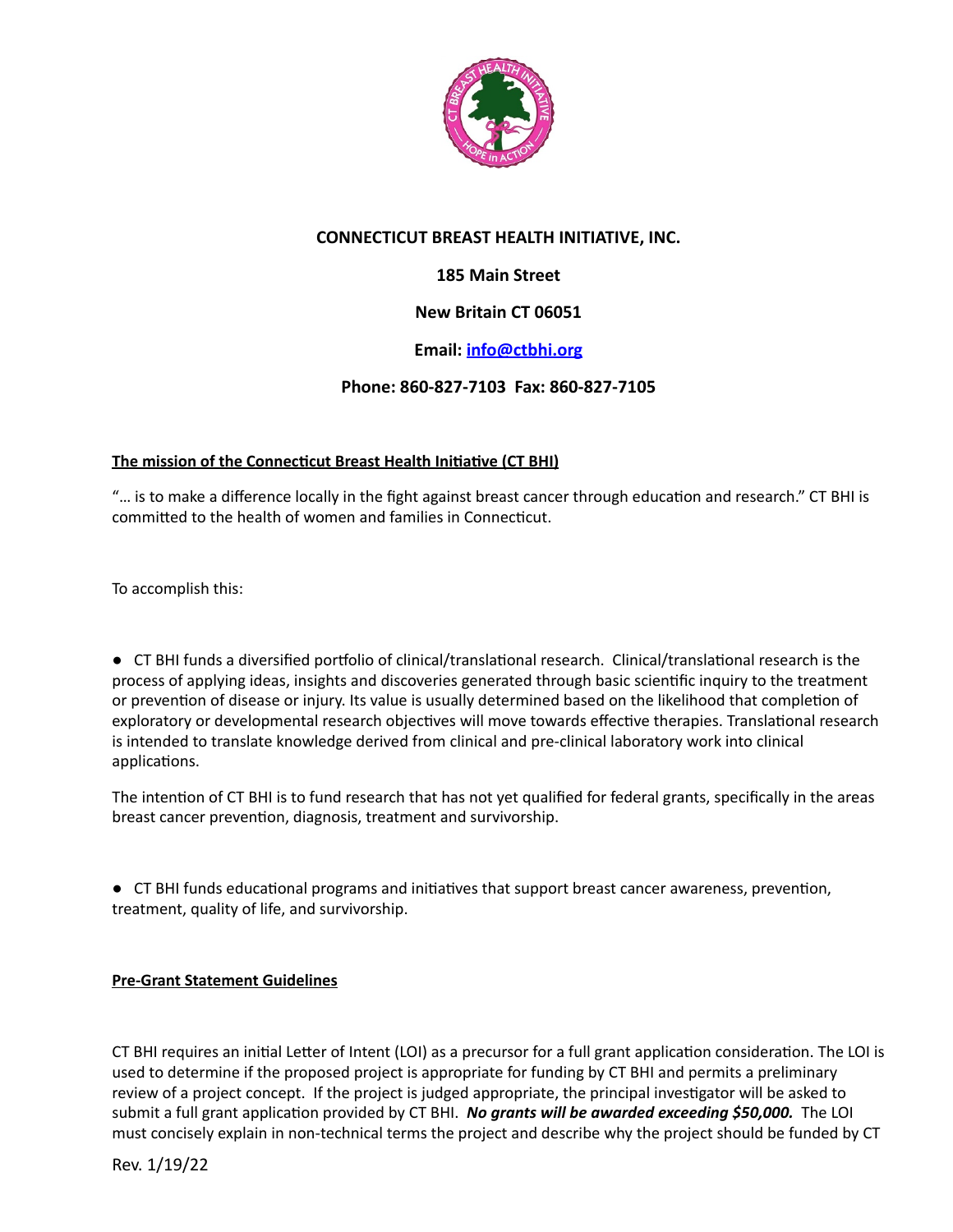**CONNECTICUT BREAST HEALTH INITIATIVE, INC.**

**185 Main Street**

**New Britain CT 06051**

**Email: info@ctbhi.org**

**Phone: 860-827-7103  Fax: 860-827-7105**

**The mission of the Connecticut Breast Health Initiative (CT BHI)**

"… is to make a difference locally in the fight against breast cancer through education and research." CT BHI is committed to the health of women and families in Connecticut.

To accomplish this:

- CT BHI funds a diversified portfolio of clinical/translational research. Clinical/translational research is the process of applying ideas, insights and discoveries generated through basic scientific inquiry to the treatment or prevention of disease or injury. Its value is usually determined based on the likelihood that completion of exploratory or developmental research objectives will move towards effective therapies. Translational research is intended to translate knowledge derived from clinical and pre-clinical laboratory work into clinical applications.

The intention of CT BHI is to fund research that has not yet qualified for federal grants, specifically in the areas breast cancer prevention, diagnosis, treatment and survivorship.

- CT BHI funds educational programs and initiatives that support breast cancer awareness, prevention, treatment, quality of life, and survivorship.

**Pre-Grant Statement Guidelines**

CT BHI requires an initial Letter of Intent (LOI) as a precursor for a full grant application consideration. The LOI is used to determine if the proposed project is appropriate for funding by CT BHI and permits a preliminary review of a project concept. If the project is judged appropriate, the principal investigator will be asked to submit a full grant application provided by CT BHI. ***No grants will be awarded exceeding $50,000.*** The LOI must concisely explain in non-technical terms the project and describe why the project should be funded by CT

Rev. 1/19/22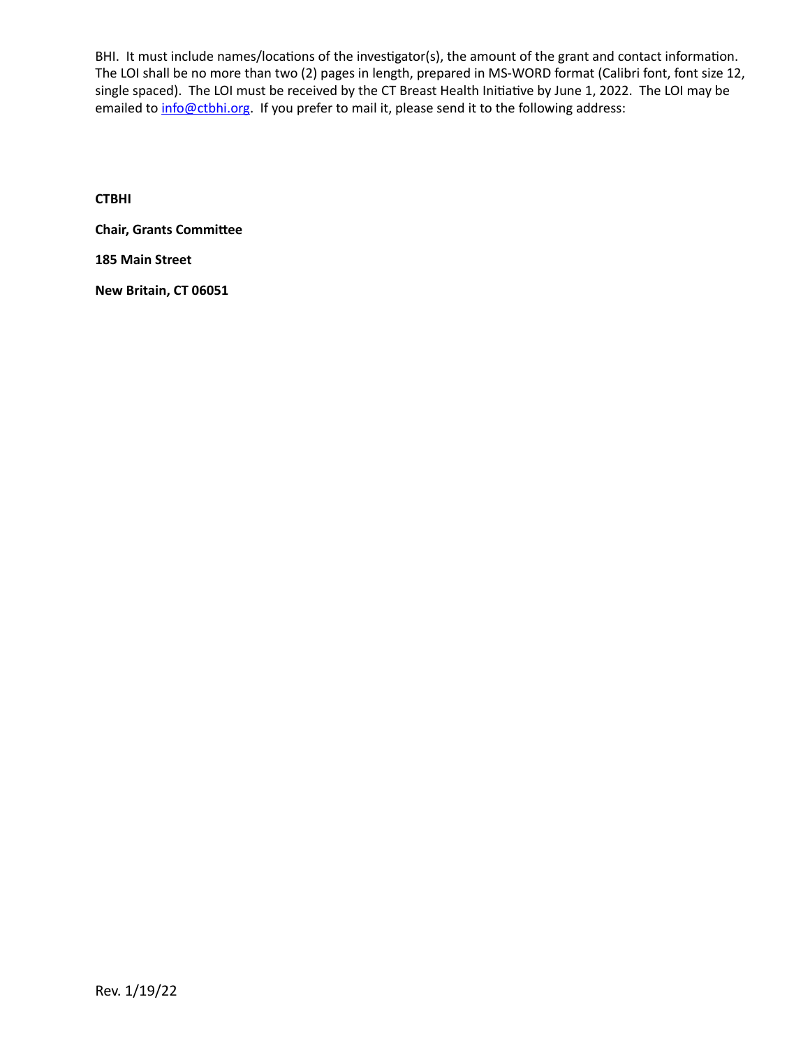BHI. It must include names/locations of the investigator(s), the amount of the grant and contact information. The LOI shall be no more than two (2) pages in length, prepared in MS-WORD format (Calibri font, font size 12, single spaced). The LOI must be received by the CT Breast Health Initiative by June 1, 2022. The LOI may be emailed to info@ctbhi.org. If you prefer to mail it, please send it to the following address:

**CTBHI**

**Chair, Grants Committee**

**185 Main Street**

**New Britain, CT 06051**

Rev. 1/19/22